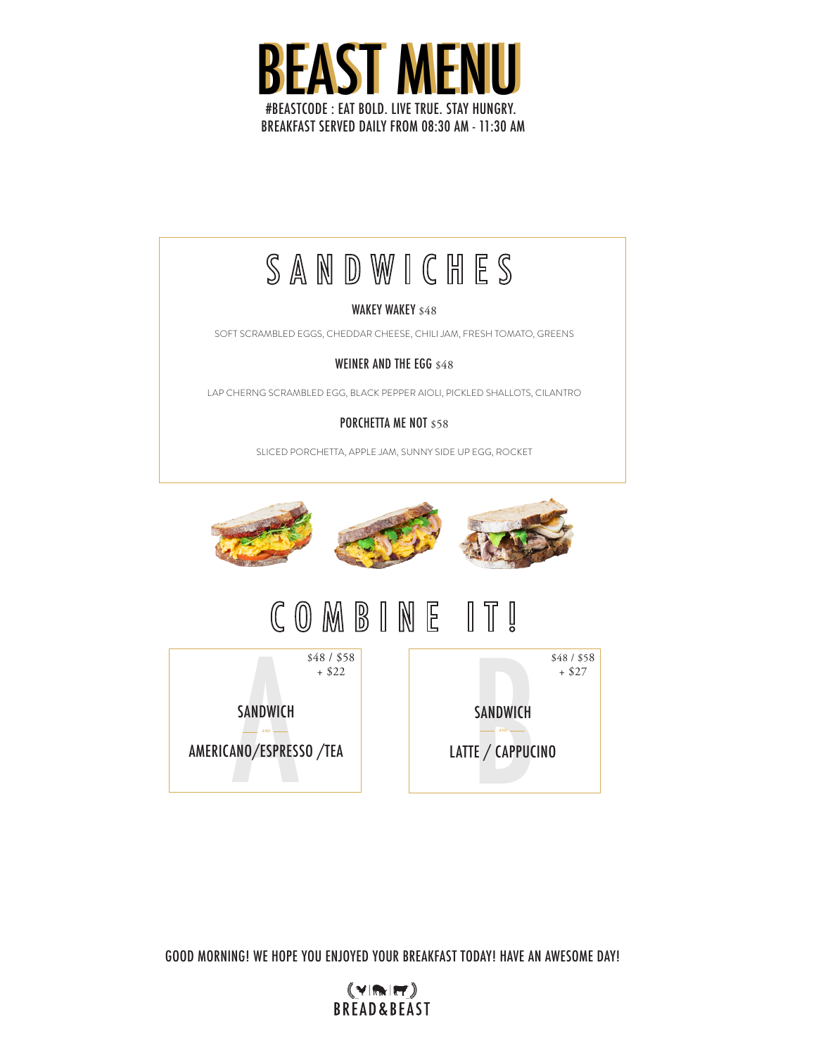# BEAST MENU

#BEASTCODE : EAT BOLD. LIVE TRUE. STAY HUNGRY.
BREAKFAST SERVED DAILY FROM 08:30 AM - 11:30 AM

## SANDWICHES

**WAKEY WAKEY** $48

SOFT SCRAMBLED EGGS, CHEDDAR CHEESE, CHILI JAM, FRESH TOMATO, GREENS

**WEINER AND THE EGG** $48

LAP CHERNG SCRAMBLED EGG, BLACK PEPPER AIOLI, PICKLED SHALLOTS, CILANTRO

**PORCHETTA ME NOT** $58

SLICED PORCHETTA, APPLE JAM, SUNNY SIDE UP EGG, ROCKET

## COMBINE IT!

**A** — $48 / $58 + $22

SANDWICH

AND

AMERICANO/ESPRESSO /TEA

**B** — $48 / $58 + $27

SANDWICH

AND

LATTE / CAPPUCINO

GOOD MORNING! WE HOPE YOU ENJOYED YOUR BREAKFAST TODAY! HAVE AN AWESOME DAY!

BREAD&BEAST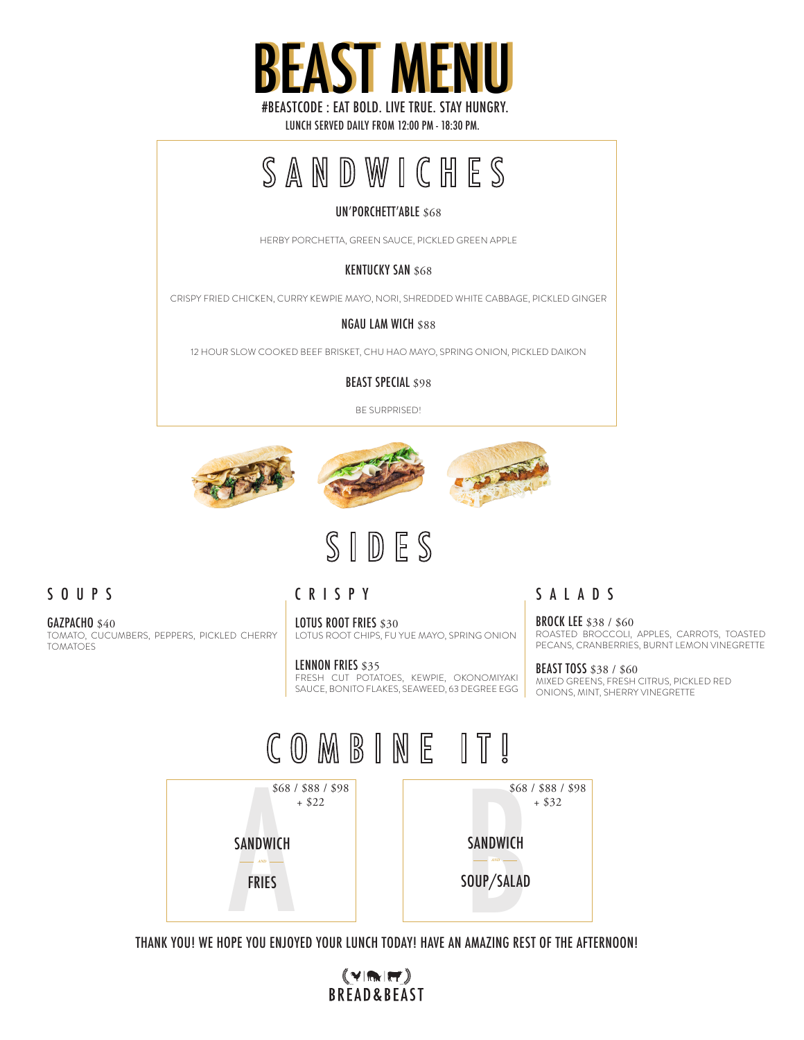# BEAST MENU

#BEASTCODE : EAT BOLD. LIVE TRUE. STAY HUNGRY.

LUNCH SERVED DAILY FROM 12:00 PM - 18:30 PM.

## SANDWICHES

**UN'PORCHETT'ABLE** $68

HERBY PORCHETTA, GREEN SAUCE, PICKLED GREEN APPLE

**KENTUCKY SAN** $68

CRISPY FRIED CHICKEN, CURRY KEWPIE MAYO, NORI, SHREDDED WHITE CABBAGE, PICKLED GINGER

**NGAU LAM WICH** $88

12 HOUR SLOW COOKED BEEF BRISKET, CHU HAO MAYO, SPRING ONION, PICKLED DAIKON

**BEAST SPECIAL** $98

BE SURPRISED!

## SIDES

### SOUPS

**GAZPACHO** $40
TOMATO, CUCUMBERS, PEPPERS, PICKLED CHERRY TOMATOES

### CRISPY

**LOTUS ROOT FRIES** $30
LOTUS ROOT CHIPS, FU YUE MAYO, SPRING ONION

**LENNON FRIES** $35
FRESH CUT POTATOES, KEWPIE, OKONOMIYAKI SAUCE, BONITO FLAKES, SEAWEED, 63 DEGREE EGG

### SALADS

**BROCK LEE** $38 / $60
ROASTED BROCCOLI, APPLES, CARROTS, TOASTED PECANS, CRANBERRIES, BURNT LEMON VINEGRETTE

**BEAST TOSS** $38 / $60
MIXED GREENS, FRESH CITRUS, PICKLED RED ONIONS, MINT, SHERRY VINEGRETTE

## COMBINE IT!

**A**
$68 / $88 / $98 + $22
SANDWICH *AND* FRIES

**B**
$68 / $88 / $98 + $32
SANDWICH *AND* SOUP/SALAD

THANK YOU! WE HOPE YOU ENJOYED YOUR LUNCH TODAY! HAVE AN AMAZING REST OF THE AFTERNOON!

BREAD&BEAST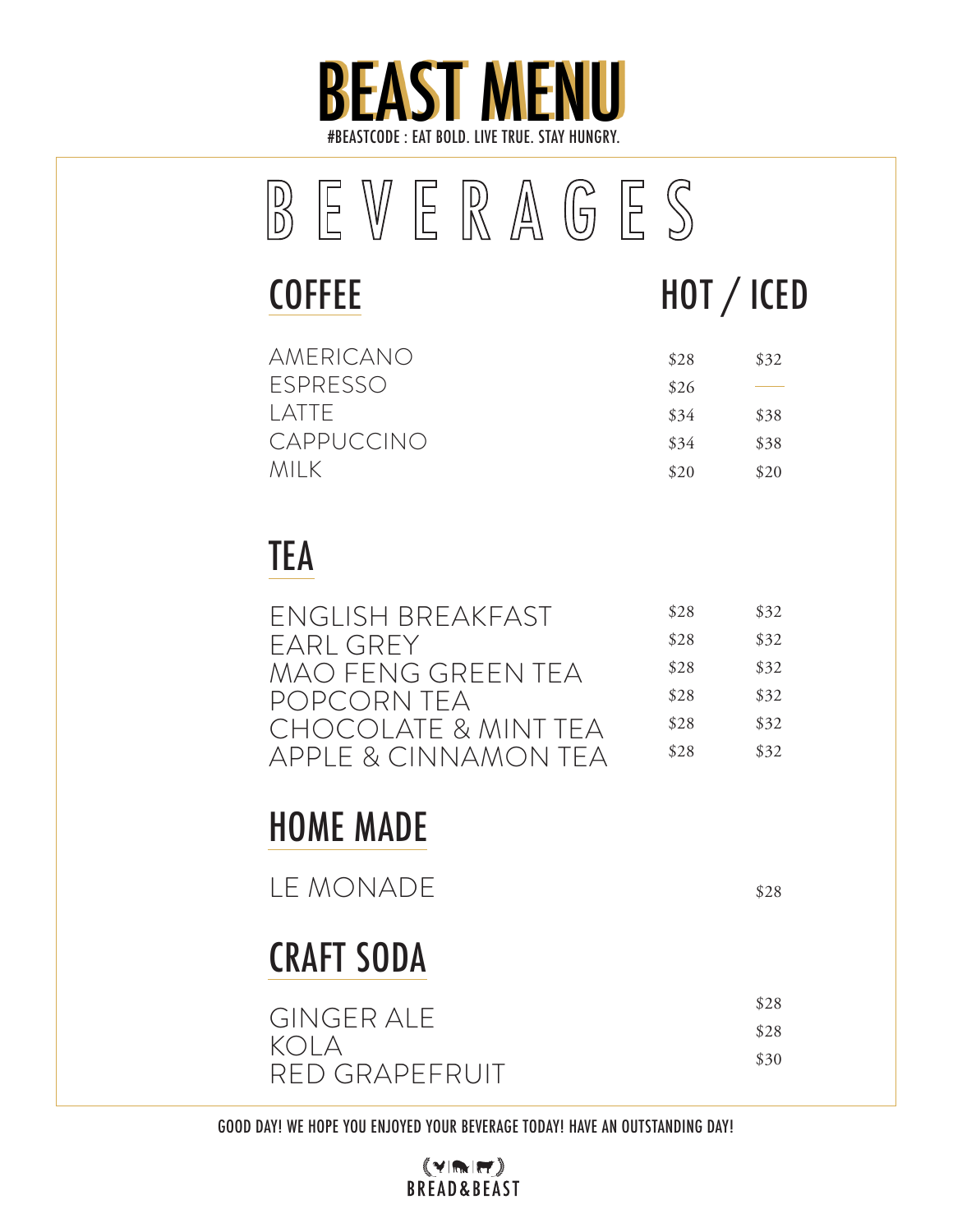# BEAST MENU

#BEASTCODE : EAT BOLD. LIVE TRUE. STAY HUNGRY.

# BEVERAGES

## COFFEE

| | HOT | ICED |
|---|---|---|
| AMERICANO | $28 | $32 |
| ESPRESSO | $26 | — |
| LATTE | $34 | $38 |
| CAPPUCCINO | $34 | $38 |
| MILK | $20 | $20 |

## TEA

| | HOT | ICED |
|---|---|---|
| ENGLISH BREAKFAST | $28 | $32 |
| EARL GREY | $28 | $32 |
| MAO FENG GREEN TEA | $28 | $32 |
| POPCORN TEA | $28 | $32 |
| CHOCOLATE & MINT TEA | $28 | $32 |
| APPLE & CINNAMON TEA | $28 | $32 |

## HOME MADE

| | |
|---|---|
| LE MONADE | $28 |

## CRAFT SODA

| | |
|---|---|
| GINGER ALE | $28 |
| KOLA | $28 |
| RED GRAPEFRUIT | $30 |

GOOD DAY! WE HOPE YOU ENJOYED YOUR BEVERAGE TODAY! HAVE AN OUTSTANDING DAY!

BREAD&BEAST